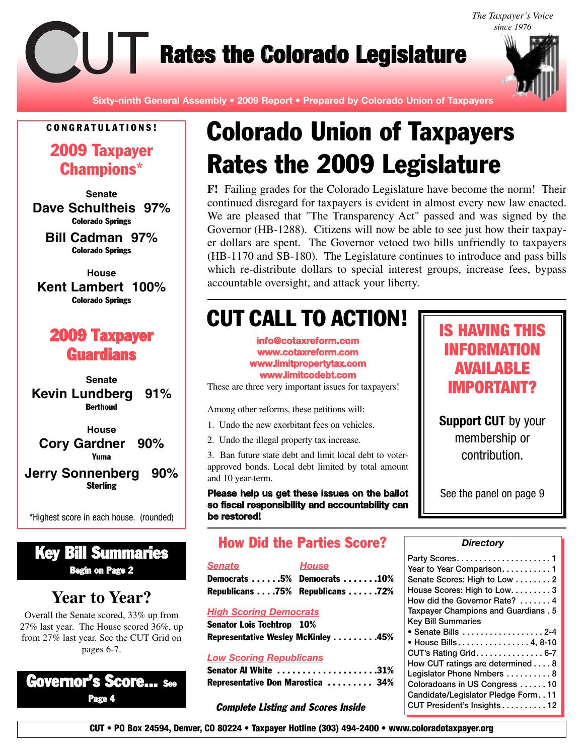*The Taxpayer's Voice since 1976*

# CUT Rates the Colorado Legislature

**Sixty-ninth General Assembly • 2009 Report • Prepared by Colorado Union of Taxpayers**

# Colorado Union of Taxpayers Rates the 2009 Legislature

**F!** Failing grades for the Colorado Legislature have become the norm! Their continued disregard for taxpayers is evident in almost every new law enacted. We are pleased that "The Transparency Act" passed and was signed by the Governor (HB-1288). Citizens will now be able to see just how their taxpayer dollars are spent. The Governor vetoed two bills unfriendly to taxpayers (HB-1170 and SB-180). The Legislature continues to introduce and pass bills which re-distribute dollars to special interest groups, increase fees, bypass accountable oversight, and attack your liberty.

## CONGRATULATIONS!

### 2009 Taxpayer Champions*

**Senate**

**Dave Schultheis 97%**
Colorado Springs

**Bill Cadman 97%**
Colorado Springs

**House**

**Kent Lambert 100%**
Colorado Springs

### 2009 Taxpayer Guardians

**Senate**

**Kevin Lundberg 91%**
Berthoud

**House**

**Cory Gardner 90%**
Yuma

**Jerry Sonnenberg 90%**
Sterling

*Highest score in each house. (rounded)

## CUT CALL TO ACTION!

info@cotaxreform.com
www.cotaxreform.com
www.limitpropertytax.com
www.limitcodebt.com

These are three very important issues for taxpayers!

Among other reforms, these petitions will:

1. Undo the new exorbitant fees on vehicles.
2. Undo the illegal property tax increase.
3. Ban future state debt and limit local debt to voter-approved bonds. Local debt limited by total amount and 10 year-term.

**Please help us get these issues on the ballot so fiscal responsibility and accountability can be restored!**

## IS HAVING THIS INFORMATION AVAILABLE IMPORTANT?

**Support CUT** by your membership or contribution.

See the panel on page 9

## Key Bill Summaries

**Begin on Page 2**

## Year to Year?

Overall the Senate scored, 33% up from 27% last year. The House scored 36%, up from 27% last year. See the CUT Grid on pages 6-7.

## Governor's Score... See Page 4

## How Did the Parties Score?

| *Senate* | | *House* | |
|---|---|---|---|
| **Democrats** | **5%** | **Democrats** | **10%** |
| **Republicans** | **75%** | **Republicans** | **72%** |

*High Scoring Democrats*

**Senator Lois Tochtrop 10%**
**Representative Wesley McKinley .........45%**

*Low Scoring Republicans*

**Senator Al White ....................31%**
**Representative Don Marostica ......... 34%**

***Complete Listing and Scores Inside***

### *Directory*

- Party Scores..................... 1
- Year to Year Comparison........... 1
- Senate Scores: High to Low ........ 2
- House Scores: High to Low......... 3
- How did the Governor Rate? ....... 4
- Taxpayer Champions and Guardians . 5
- Key Bill Summaries
  - • Senate Bills .................. 2-4
  - • House Bills................. 4, 8-10
- CUT's Rating Grid............... 6-7
- How CUT ratings are determined .... 8
- Legislator Phone Nmbers .......... 8
- Coloradoans in US Congress ...... 10
- Candidate/Legislator Pledge Form.. 11
- CUT President's Insights.......... 12

**CUT • PO Box 24594, Denver, CO 80224 • Taxpayer Hotline (303) 494-2400 • www.coloradotaxpayer.org**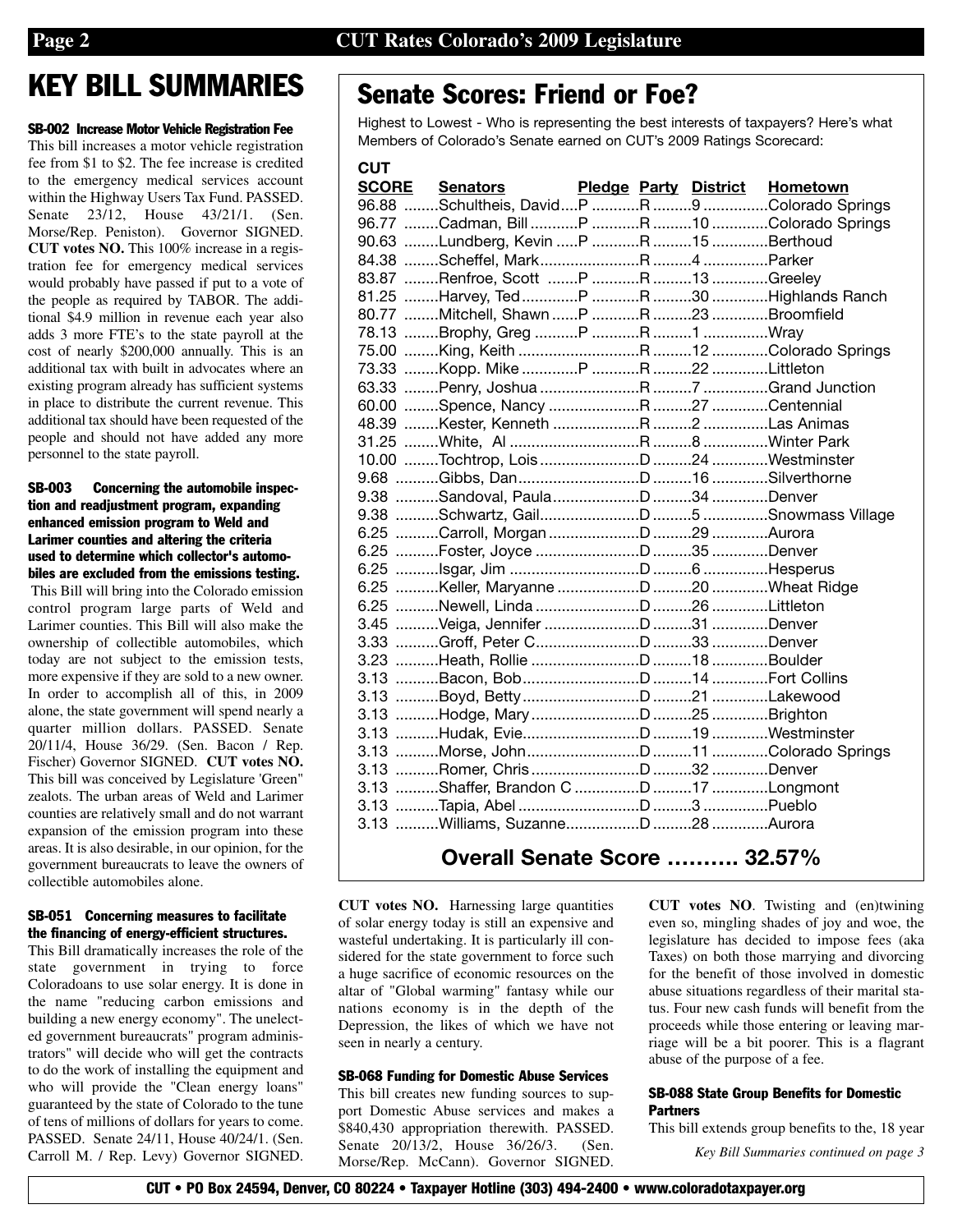# KEY BILL SUMMARIES

**SB-002 Increase Motor Vehicle Registration Fee**

This bill increases a motor vehicle registration fee from $1 to $2. The fee increase is credited to the emergency medical services account within the Highway Users Tax Fund. PASSED. Senate 23/12, House 43/21/1. (Sen. Morse/Rep. Peniston). Governor SIGNED. **CUT votes NO.** This 100% increase in a registration fee for emergency medical services would probably have passed if put to a vote of the people as required by TABOR. The additional $4.9 million in revenue each year also adds 3 more FTE's to the state payroll at the cost of nearly $200,000 annually. This is an additional tax with built in advocates where an existing program already has sufficient systems in place to distribute the current revenue. This additional tax should have been requested of the people and should not have added any more personnel to the state payroll.

**SB-003 Concerning the automobile inspection and readjustment program, expanding enhanced emission program to Weld and Larimer counties and altering the criteria used to determine which collector's automobiles are excluded from the emissions testing.**

This Bill will bring into the Colorado emission control program large parts of Weld and Larimer counties. This Bill will also make the ownership of collectible automobiles, which today are not subject to the emission tests, more expensive if they are sold to a new owner. In order to accomplish all of this, in 2009 alone, the state government will spend nearly a quarter million dollars. PASSED. Senate 20/11/4, House 36/29. (Sen. Bacon / Rep. Fischer) Governor SIGNED. **CUT votes NO.** This bill was conceived by Legislature 'Green" zealots. The urban areas of Weld and Larimer counties are relatively small and do not warrant expansion of the emission program into these areas. It is also desirable, in our opinion, for the government bureaucrats to leave the owners of collectible automobiles alone.

**SB-051 Concerning measures to facilitate the financing of energy-efficient structures.**

This Bill dramatically increases the role of the state government in trying to force Coloradoans to use solar energy. It is done in the name "reducing carbon emissions and building a new energy economy". The unelected government bureaucrats" program administrators" will decide who will get the contracts to do the work of installing the equipment and who will provide the "Clean energy loans" guaranteed by the state of Colorado to the tune of tens of millions of dollars for years to come. PASSED. Senate 24/11, House 40/24/1. (Sen. Carroll M. / Rep. Levy) Governor SIGNED. **CUT votes NO.** Harnessing large quantities of solar energy today is still an expensive and wasteful undertaking. It is particularly ill considered for the state government to force such a huge sacrifice of economic resources on the altar of "Global warming" fantasy while our nations economy is in the depth of the Depression, the likes of which we have not seen in nearly a century.

**SB-068 Funding for Domestic Abuse Services**

This bill creates new funding sources to support Domestic Abuse services and makes a $840,430 appropriation therewith. PASSED. Senate 20/13/2, House 36/26/3. (Sen. Morse/Rep. McCann). Governor SIGNED. **CUT votes NO**. Twisting and (en)twining even so, mingling shades of joy and woe, the legislature has decided to impose fees (aka Taxes) on both those marrying and divorcing for the benefit of those involved in domestic abuse situations regardless of their marital status. Four new cash funds will benefit from the proceeds while those entering or leaving marriage will be a bit poorer. This is a flagrant abuse of the purpose of a fee.

**SB-088 State Group Benefits for Domestic Partners**

This bill extends group benefits to the, 18 year

*Key Bill Summaries continued on page 3*

## Senate Scores: Friend or Foe?

Highest to Lowest - Who is representing the best interests of taxpayers? Here's what Members of Colorado's Senate earned on CUT's 2009 Ratings Scorecard:

| CUT SCORE | Senators | Pledge | Party | District | Hometown |
|---|---|---|---|---|---|
| 96.88 | Schultheis, David | P | R | 9 | Colorado Springs |
| 96.77 | Cadman, Bill | P | R | 10 | Colorado Springs |
| 90.63 | Lundberg, Kevin | P | R | 15 | Berthoud |
| 84.38 | Scheffel, Mark | | R | 4 | Parker |
| 83.87 | Renfroe, Scott | P | R | 13 | Greeley |
| 81.25 | Harvey, Ted | P | R | 30 | Highlands Ranch |
| 80.77 | Mitchell, Shawn | P | R | 23 | Broomfield |
| 78.13 | Brophy, Greg | P | R | 1 | Wray |
| 75.00 | King, Keith | | R | 12 | Colorado Springs |
| 73.33 | Kopp. Mike | P | R | 22 | Littleton |
| 63.33 | Penry, Joshua | | R | 7 | Grand Junction |
| 60.00 | Spence, Nancy | | R | 27 | Centennial |
| 48.39 | Kester, Kenneth | | R | 2 | Las Animas |
| 31.25 | White, Al | | R | 8 | Winter Park |
| 10.00 | Tochtrop, Lois | | D | 24 | Westminster |
| 9.68 | Gibbs, Dan | | D | 16 | Silverthorne |
| 9.38 | Sandoval, Paula | | D | 34 | Denver |
| 9.38 | Schwartz, Gail | | D | 5 | Snowmass Village |
| 6.25 | Carroll, Morgan | | D | 29 | Aurora |
| 6.25 | Foster, Joyce | | D | 35 | Denver |
| 6.25 | Isgar, Jim | | D | 6 | Hesperus |
| 6.25 | Keller, Maryanne | | D | 20 | Wheat Ridge |
| 6.25 | Newell, Linda | | D | 26 | Littleton |
| 3.45 | Veiga, Jennifer | | D | 31 | Denver |
| 3.33 | Groff, Peter C | | D | 33 | Denver |
| 3.23 | Heath, Rollie | | D | 18 | Boulder |
| 3.13 | Bacon, Bob | | D | 14 | Fort Collins |
| 3.13 | Boyd, Betty | | D | 21 | Lakewood |
| 3.13 | Hodge, Mary | | D | 25 | Brighton |
| 3.13 | Hudak, Evie | | D | 19 | Westminster |
| 3.13 | Morse, John | | D | 11 | Colorado Springs |
| 3.13 | Romer, Chris | | D | 32 | Denver |
| 3.13 | Shaffer, Brandon C | | D | 17 | Longmont |
| 3.13 | Tapia, Abel | | D | 3 | Pueblo |
| 3.13 | Williams, Suzanne | | D | 28 | Aurora |

**Overall Senate Score .......... 32.57%**

CUT • PO Box 24594, Denver, CO 80224 • Taxpayer Hotline (303) 494-2400 • www.coloradotaxpayer.org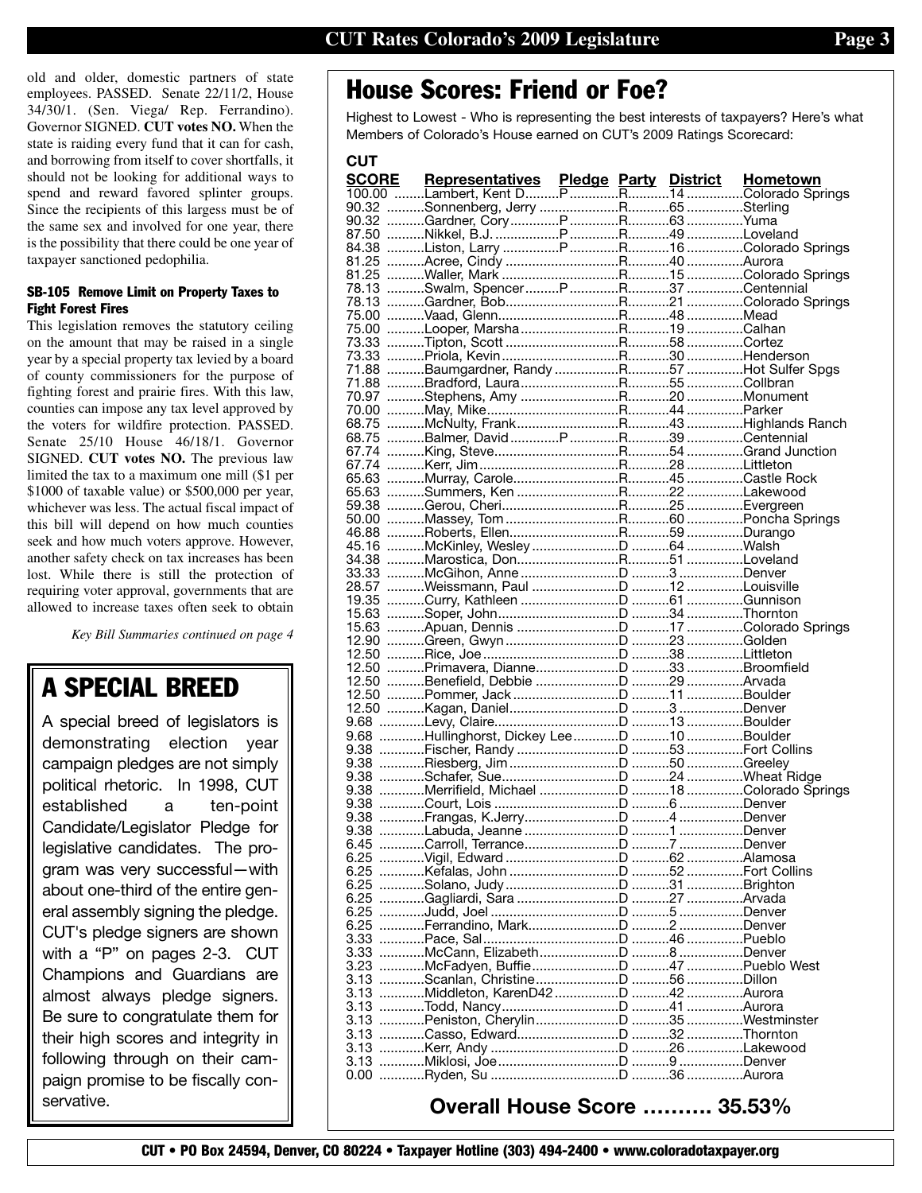old and older, domestic partners of state employees. PASSED. Senate 22/11/2, House 34/30/1. (Sen. Viega/ Rep. Ferrandino). Governor SIGNED. **CUT votes NO.** When the state is raiding every fund that it can for cash, and borrowing from itself to cover shortfalls, it should not be looking for additional ways to spend and reward favored splinter groups. Since the recipients of this largess must be of the same sex and involved for one year, there is the possibility that there could be one year of taxpayer sanctioned pedophilia.

#### SB-105 Remove Limit on Property Taxes to Fight Forest Fires

This legislation removes the statutory ceiling on the amount that may be raised in a single year by a special property tax levied by a board of county commissioners for the purpose of fighting forest and prairie fires. With this law, counties can impose any tax level approved by the voters for wildfire protection. PASSED. Senate 25/10 House 46/18/1. Governor SIGNED. **CUT votes NO.** The previous law limited the tax to a maximum one mill ($1 per $1000 of taxable value) or $500,000 per year, whichever was less. The actual fiscal impact of this bill will depend on how much counties seek and how much voters approve. However, another safety check on tax increases has been lost. While there is still the protection of requiring voter approval, governments that are allowed to increase taxes often seek to obtain

*Key Bill Summaries continued on page 4*

## A SPECIAL BREED

A special breed of legislators is demonstrating election year campaign pledges are not simply political rhetoric. In 1998, CUT established a ten-point Candidate/Legislator Pledge for legislative candidates. The program was very successful—with about one-third of the entire general assembly signing the pledge. CUT's pledge signers are shown with a "P" on pages 2-3. CUT Champions and Guardians are almost always pledge signers. Be sure to congratulate them for their high scores and integrity in following through on their campaign promise to be fiscally conservative.

## House Scores: Friend or Foe?

Highest to Lowest - Who is representing the best interests of taxpayers? Here's what Members of Colorado's House earned on CUT's 2009 Ratings Scorecard:

| CUT SCORE | Representatives | Pledge | Party | District | Hometown |
|---|---|---|---|---|---|
| 100.00 | Lambert, Kent D. | P | R | 14 | Colorado Springs |
| 90.32 | Sonnenberg, Jerry | | R | 65 | Sterling |
| 90.32 | Gardner, Cory | P | R | 63 | Yuma |
| 87.50 | Nikkel, B.J. | P | R | 49 | Loveland |
| 84.38 | Liston, Larry | P | R | 16 | Colorado Springs |
| 81.25 | Acree, Cindy | | R | 40 | Aurora |
| 81.25 | Waller, Mark | | R | 15 | Colorado Springs |
| 78.13 | Swalm, Spencer | P | R | 37 | Centennial |
| 78.13 | Gardner, Bob | | R | 21 | Colorado Springs |
| 75.00 | Vaad, Glenn | | R | 48 | Mead |
| 75.00 | Looper, Marsha | | R | 19 | Calhan |
| 73.33 | Tipton, Scott | | R | 58 | Cortez |
| 73.33 | Priola, Kevin | | R | 30 | Henderson |
| 71.88 | Baumgardner, Randy | | R | 57 | Hot Sulfer Spgs |
| 71.88 | Bradford, Laura | | R | 55 | Collbran |
| 70.97 | Stephens, Amy | | R | 20 | Monument |
| 70.00 | May, Mike | | R | 44 | Parker |
| 68.75 | McNulty, Frank | | R | 43 | Highlands Ranch |
| 68.75 | Balmer, David | P | R | 39 | Centennial |
| 67.74 | King, Steve | | R | 54 | Grand Junction |
| 67.74 | Kerr, Jim | | R | 28 | Littleton |
| 65.63 | Murray, Carole | | R | 45 | Castle Rock |
| 65.63 | Summers, Ken | | R | 22 | Lakewood |
| 59.38 | Gerou, Cheri | | R | 25 | Evergreen |
| 50.00 | Massey, Tom | | R | 60 | Poncha Springs |
| 46.88 | Roberts, Ellen | | R | 59 | Durango |
| 45.16 | McKinley, Wesley | | D | 64 | Walsh |
| 34.38 | Marostica, Don | | R | 51 | Loveland |
| 33.33 | McGihon, Anne | | D | 3 | Denver |
| 28.57 | Weissmann, Paul | | D | 12 | Louisville |
| 19.35 | Curry, Kathleen | | D | 61 | Gunnison |
| 15.63 | Soper, John | | D | 34 | Thornton |
| 15.63 | Apuan, Dennis | | D | 17 | Colorado Springs |
| 12.90 | Green, Gwyn | | D | 23 | Golden |
| 12.50 | Rice, Joe | | D | 38 | Littleton |
| 12.50 | Primavera, Dianne | | D | 33 | Broomfield |
| 12.50 | Benefield, Debbie | | D | 29 | Arvada |
| 12.50 | Pommer, Jack | | D | 11 | Boulder |
| 12.50 | Kagan, Daniel | | D | 3 | Denver |
| 9.68 | Levy, Claire | | D | 13 | Boulder |
| 9.68 | Hullinghorst, Dickey Lee | | D | 10 | Boulder |
| 9.38 | Fischer, Randy | | D | 53 | Fort Collins |
| 9.38 | Riesberg, Jim | | D | 50 | Greeley |
| 9.38 | Schafer, Sue | | D | 24 | Wheat Ridge |
| 9.38 | Merrifield, Michael | | D | 18 | Colorado Springs |
| 9.38 | Court, Lois | | D | 6 | Denver |
| 9.38 | Frangas, K.Jerry | | D | 4 | Denver |
| 9.38 | Labuda, Jeanne | | D | 1 | Denver |
| 6.45 | Carroll, Terrance | | D | 7 | Denver |
| 6.25 | Vigil, Edward | | D | 62 | Alamosa |
| 6.25 | Kefalas, John | | D | 52 | Fort Collins |
| 6.25 | Solano, Judy | | D | 31 | Brighton |
| 6.25 | Gagliardi, Sara | | D | 27 | Arvada |
| 6.25 | Judd, Joel | | D | 5 | Denver |
| 6.25 | Ferrandino, Mark | | D | 2 | Denver |
| 3.33 | Pace, Sal | | D | 46 | Pueblo |
| 3.33 | McCann, Elizabeth | | D | 8 | Denver |
| 3.23 | McFadyen, Buffie | | D | 47 | Pueblo West |
| 3.13 | Scanlan, Christine | | D | 56 | Dillon |
| 3.13 | Middleton, KarenD42 | | D | 42 | Aurora |
| 3.13 | Todd, Nancy | | D | 41 | Aurora |
| 3.13 | Peniston, Cherylin | | D | 35 | Westminster |
| 3.13 | Casso, Edward | | D | 32 | Thornton |
| 3.13 | Kerr, Andy | | D | 26 | Lakewood |
| 3.13 | Miklosi, Joe | | D | 9 | Denver |
| 0.00 | Ryden, Su | | D | 36 | Aurora |

**Overall House Score .......... 35.53%**

**CUT • PO Box 24594, Denver, CO 80224 • Taxpayer Hotline (303) 494-2400 • www.coloradotaxpayer.org**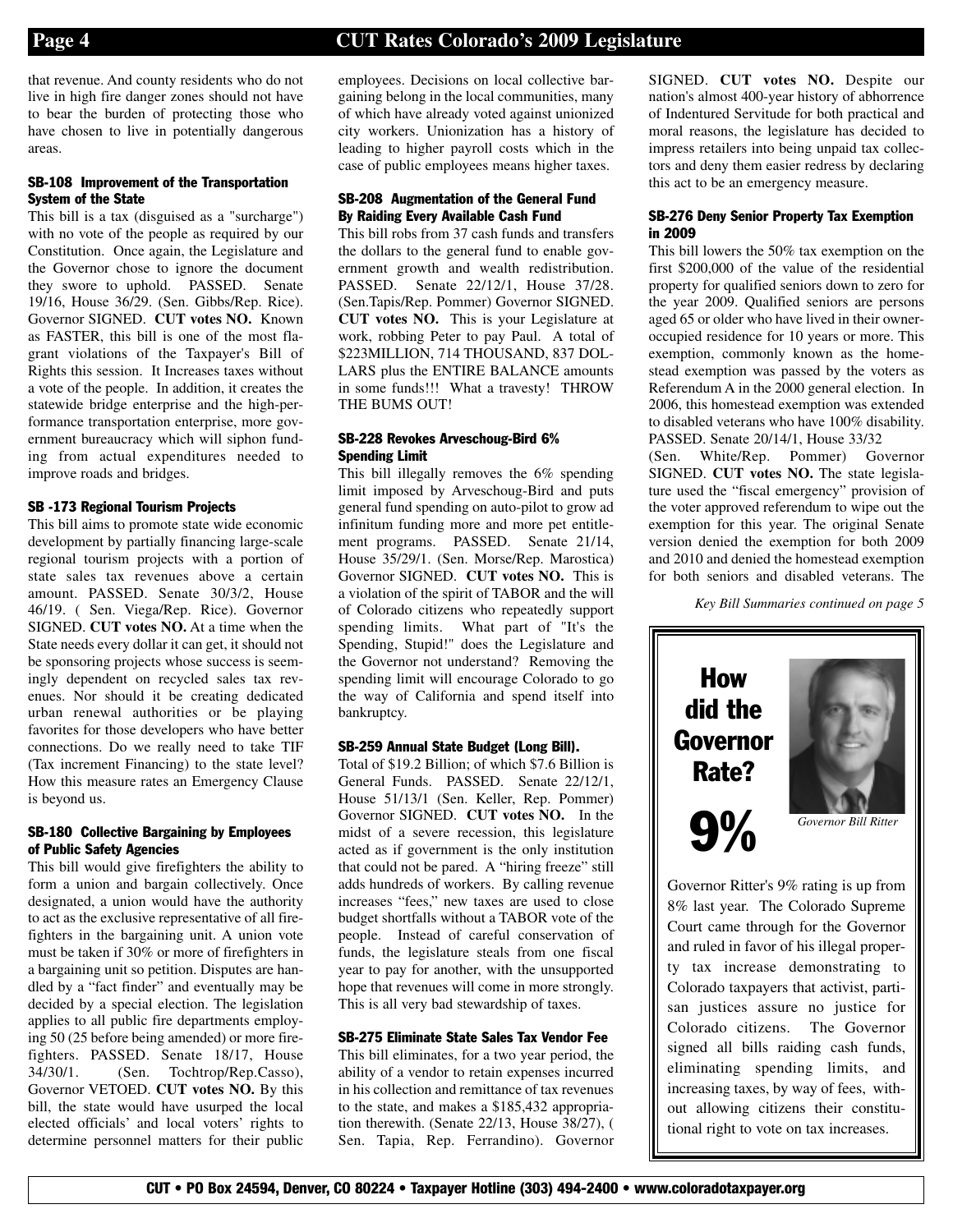that revenue. And county residents who do not live in high fire danger zones should not have to bear the burden of protecting those who have chosen to live in potentially dangerous areas.

### SB-108 Improvement of the Transportation System of the State

This bill is a tax (disguised as a "surcharge") with no vote of the people as required by our Constitution. Once again, the Legislature and the Governor chose to ignore the document they swore to uphold. PASSED. Senate 19/16, House 36/29. (Sen. Gibbs/Rep. Rice). Governor SIGNED. **CUT votes NO.** Known as FASTER, this bill is one of the most flagrant violations of the Taxpayer's Bill of Rights this session. It Increases taxes without a vote of the people. In addition, it creates the statewide bridge enterprise and the high-performance transportation enterprise, more government bureaucracy which will siphon funding from actual expenditures needed to improve roads and bridges.

### SB -173 Regional Tourism Projects

This bill aims to promote state wide economic development by partially financing large-scale regional tourism projects with a portion of state sales tax revenues above a certain amount. PASSED. Senate 30/3/2, House 46/19. ( Sen. Viega/Rep. Rice). Governor SIGNED. **CUT votes NO.** At a time when the State needs every dollar it can get, it should not be sponsoring projects whose success is seemingly dependent on recycled sales tax revenues. Nor should it be creating dedicated urban renewal authorities or be playing favorites for those developers who have better connections. Do we really need to take TIF (Tax increment Financing) to the state level? How this measure rates an Emergency Clause is beyond us.

### SB-180 Collective Bargaining by Employees of Public Safety Agencies

This bill would give firefighters the ability to form a union and bargain collectively. Once designated, a union would have the authority to act as the exclusive representative of all firefighters in the bargaining unit. A union vote must be taken if 30% or more of firefighters in a bargaining unit so petition. Disputes are handled by a "fact finder" and eventually may be decided by a special election. The legislation applies to all public fire departments employing 50 (25 before being amended) or more firefighters. PASSED. Senate 18/17, House 34/30/1. (Sen. Tochtrop/Rep.Casso), Governor VETOED. **CUT votes NO.** By this bill, the state would have usurped the local elected officials' and local voters' rights to determine personnel matters for their public employees. Decisions on local collective bargaining belong in the local communities, many of which have already voted against unionized city workers. Unionization has a history of leading to higher payroll costs which in the case of public employees means higher taxes.

### SB-208 Augmentation of the General Fund By Raiding Every Available Cash Fund

This bill robs from 37 cash funds and transfers the dollars to the general fund to enable government growth and wealth redistribution. PASSED. Senate 22/12/1, House 37/28. (Sen.Tapis/Rep. Pommer) Governor SIGNED. **CUT votes NO.** This is your Legislature at work, robbing Peter to pay Paul. A total of $223MILLION, 714 THOUSAND, 837 DOLLARS plus the ENTIRE BALANCE amounts in some funds!!! What a travesty! THROW THE BUMS OUT!

### SB-228 Revokes Arveschoug-Bird 6% Spending Limit

This bill illegally removes the 6% spending limit imposed by Arveschoug-Bird and puts general fund spending on auto-pilot to grow ad infinitum funding more and more pet entitlement programs. PASSED. Senate 21/14, House 35/29/1. (Sen. Morse/Rep. Marostica) Governor SIGNED. **CUT votes NO.** This is a violation of the spirit of TABOR and the will of Colorado citizens who repeatedly support spending limits. What part of "It's the Spending, Stupid!" does the Legislature and the Governor not understand? Removing the spending limit will encourage Colorado to go the way of California and spend itself into bankruptcy.

### SB-259 Annual State Budget (Long Bill).

Total of $19.2 Billion; of which $7.6 Billion is General Funds. PASSED. Senate 22/12/1, House 51/13/1 (Sen. Keller, Rep. Pommer) Governor SIGNED. **CUT votes NO.** In the midst of a severe recession, this legislature acted as if government is the only institution that could not be pared. A "hiring freeze" still adds hundreds of workers. By calling revenue increases "fees," new taxes are used to close budget shortfalls without a TABOR vote of the people. Instead of careful conservation of funds, the legislature steals from one fiscal year to pay for another, with the unsupported hope that revenues will come in more strongly. This is all very bad stewardship of taxes.

### SB-275 Eliminate State Sales Tax Vendor Fee

This bill eliminates, for a two year period, the ability of a vendor to retain expenses incurred in his collection and remittance of tax revenues to the state, and makes a $185,432 appropriation therewith. (Senate 22/13, House 38/27), ( Sen. Tapia, Rep. Ferrandino). Governor SIGNED. **CUT votes NO.** Despite our nation's almost 400-year history of abhorrence of Indentured Servitude for both practical and moral reasons, the legislature has decided to impress retailers into being unpaid tax collectors and deny them easier redress by declaring this act to be an emergency measure.

### SB-276 Deny Senior Property Tax Exemption in 2009

This bill lowers the 50% tax exemption on the first $200,000 of the value of the residential property for qualified seniors down to zero for the year 2009. Qualified seniors are persons aged 65 or older who have lived in their owner-occupied residence for 10 years or more. This exemption, commonly known as the homestead exemption was passed by the voters as Referendum A in the 2000 general election. In 2006, this homestead exemption was extended to disabled veterans who have 100% disability. PASSED. Senate 20/14/1, House 33/32 (Sen. White/Rep. Pommer) Governor SIGNED. **CUT votes NO.** The state legislature used the "fiscal emergency" provision of the voter approved referendum to wipe out the exemption for this year. The original Senate version denied the exemption for both 2009 and 2010 and denied the homestead exemption for both seniors and disabled veterans. The

*Key Bill Summaries continued on page 5*

## How did the Governor Rate?

# 9%

*Governor Bill Ritter*

Governor Ritter's 9% rating is up from 8% last year. The Colorado Supreme Court came through for the Governor and ruled in favor of his illegal property tax increase demonstrating to Colorado taxpayers that activist, partisan justices assure no justice for Colorado citizens. The Governor signed all bills raiding cash funds, eliminating spending limits, and increasing taxes, by way of fees, without allowing citizens their constitutional right to vote on tax increases.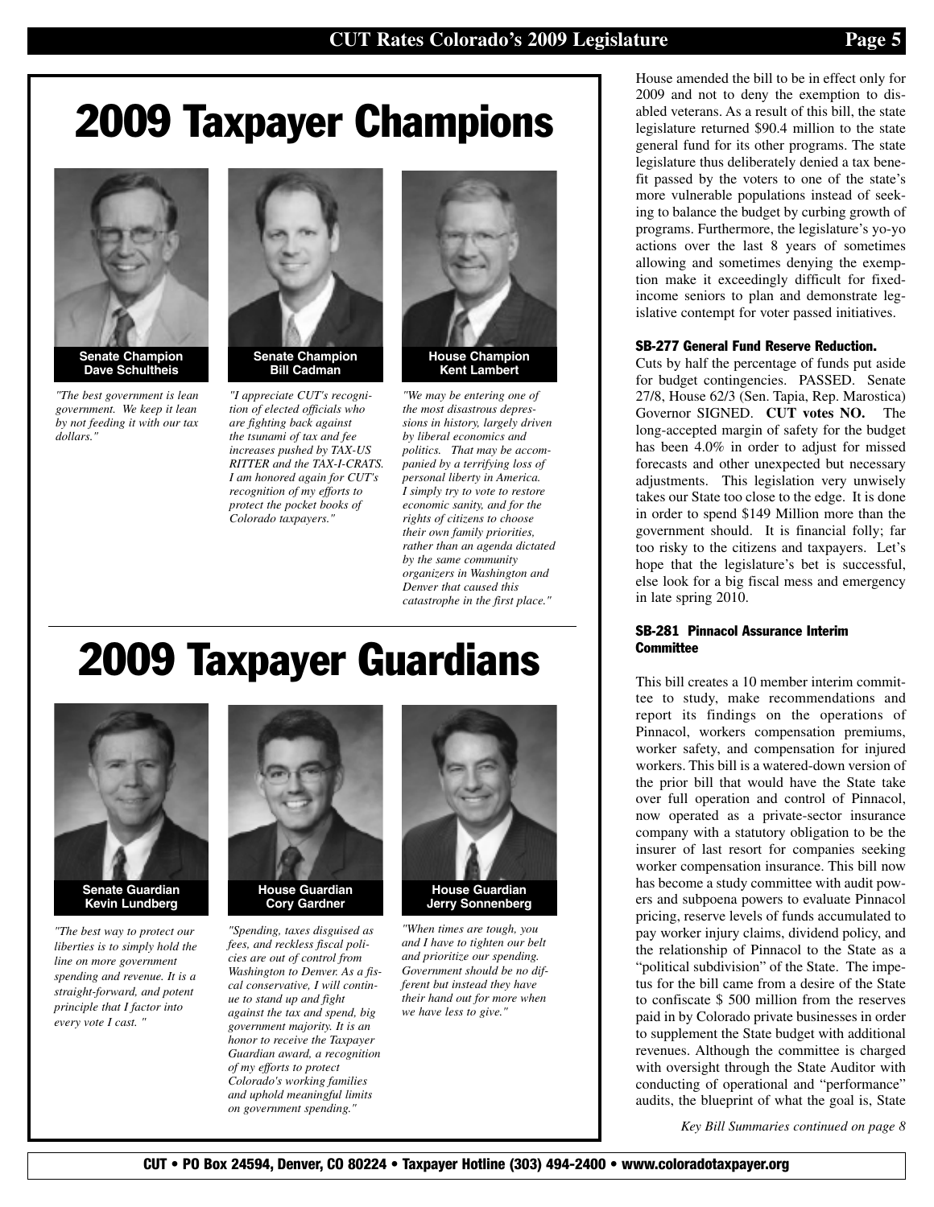# 2009 Taxpayer Champions

**Senate Champion**
**Dave Schultheis**

*"The best government is lean government. We keep it lean by not feeding it with our tax dollars."*

**Senate Champion**
**Bill Cadman**

*"I appreciate CUT's recognition of elected officials who are fighting back against the tsunami of tax and fee increases pushed by TAX-US RITTER and the TAX-I-CRATS. I am honored again for CUT's recognition of my efforts to protect the pocket books of Colorado taxpayers."*

**House Champion**
**Kent Lambert**

*"We may be entering one of the most disastrous depressions in history, largely driven by liberal economics and politics. That may be accompanied by a terrifying loss of personal liberty in America. I simply try to vote to restore economic sanity, and for the rights of citizens to choose their own family priorities, rather than an agenda dictated by the same community organizers in Washington and Denver that caused this catastrophe in the first place."*

# 2009 Taxpayer Guardians

**Senate Guardian**
**Kevin Lundberg**

*"The best way to protect our liberties is to simply hold the line on more government spending and revenue. It is a straight-forward, and potent principle that I factor into every vote I cast. "*

**House Guardian**
**Cory Gardner**

*"Spending, taxes disguised as fees, and reckless fiscal policies are out of control from Washington to Denver. As a fiscal conservative, I will continue to stand up and fight against the tax and spend, big government majority. It is an honor to receive the Taxpayer Guardian award, a recognition of my efforts to protect Colorado's working families and uphold meaningful limits on government spending."*

**House Guardian**
**Jerry Sonnenberg**

*"When times are tough, you and I have to tighten our belt and prioritize our spending. Government should be no different but instead they have their hand out for more when we have less to give."*

House amended the bill to be in effect only for 2009 and not to deny the exemption to disabled veterans. As a result of this bill, the state legislature returned $90.4 million to the state general fund for its other programs. The state legislature thus deliberately denied a tax benefit passed by the voters to one of the state's more vulnerable populations instead of seeking to balance the budget by curbing growth of programs. Furthermore, the legislature's yo-yo actions over the last 8 years of sometimes allowing and sometimes denying the exemption make it exceedingly difficult for fixed-income seniors to plan and demonstrate legislative contempt for voter passed initiatives.

#### SB-277 General Fund Reserve Reduction.

Cuts by half the percentage of funds put aside for budget contingencies. PASSED. Senate 27/8, House 62/3 (Sen. Tapia, Rep. Marostica) Governor SIGNED. **CUT votes NO.** The long-accepted margin of safety for the budget has been 4.0% in order to adjust for missed forecasts and other unexpected but necessary adjustments. This legislation very unwisely takes our State too close to the edge. It is done in order to spend $149 Million more than the government should. It is financial folly; far too risky to the citizens and taxpayers. Let's hope that the legislature's bet is successful, else look for a big fiscal mess and emergency in late spring 2010.

#### SB-281 Pinnacol Assurance Interim Committee

This bill creates a 10 member interim committee to study, make recommendations and report its findings on the operations of Pinnacol, workers compensation premiums, worker safety, and compensation for injured workers. This bill is a watered-down version of the prior bill that would have the State take over full operation and control of Pinnacol, now operated as a private-sector insurance company with a statutory obligation to be the insurer of last resort for companies seeking worker compensation insurance. This bill now has become a study committee with audit powers and subpoena powers to evaluate Pinnacol pricing, reserve levels of funds accumulated to pay worker injury claims, dividend policy, and the relationship of Pinnacol to the State as a "political subdivision" of the State. The impetus for the bill came from a desire of the State to confiscate $ 500 million from the reserves paid in by Colorado private businesses in order to supplement the State budget with additional revenues. Although the committee is charged with oversight through the State Auditor with conducting of operational and "performance" audits, the blueprint of what the goal is, State

*Key Bill Summaries continued on page 8*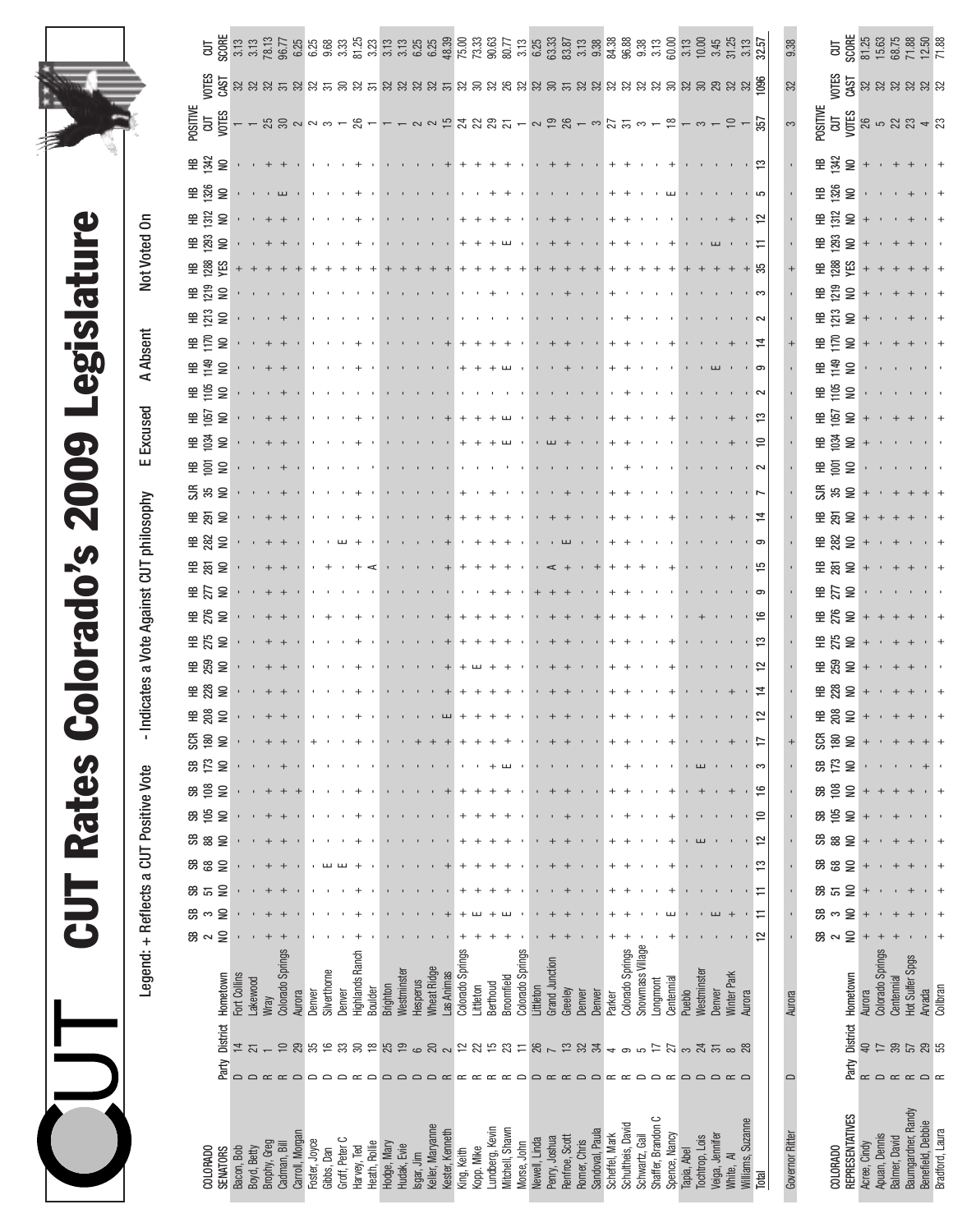# CUT Rates Colorado's 2009 Legislature

Legend: + Reflects a CUT Positive Vote   - Indicates a Vote Against CUT philosophy   E Excused   A Absent   Not Voted On

Bills rated (CUT position): SB 2 NO, SB 3 NO, SB 51 NO, SB 68 NO, SB 88 NO, SB 105 NO, SB 108 NO, SB 173 NO, SCR 180 NO, HB 208 NO, HB 228 NO, HB 259 NO, HB 275 NO, HB 276 NO, HB 277 NO, HB 281 NO, HB 282 NO, HB 291 NO, SJR 35 NO, HB 1001 NO, HB 1034 NO, HB 1057 NO, HB 1105 NO, HB 1149 NO, HB 1170 NO, HB 1213 NO, HB 1219 NO, HB 1288 YES, HB 1293 NO, HB 1312 NO, HB 1326 NO, HB 1342 NO

| COLORADO SENATORS | Party | District | Hometown | POSITIVE CUT VOTES | VOTES CAST | CUT SCORE |
|---|---|---|---|---|---|---|
| Bacon, Bob | D | 14 | Fort Collins | 1 | 32 | 3.13 |
| Boyd, Betty | D | 21 | Lakewood | 1 | 32 | 3.13 |
| Brophy, Greg | R | 1 | Wray | 25 | 32 | 78.13 |
| Cadman, Bill | R | 10 | Colorado Springs | 30 | 31 | 96.77 |
| Carroll, Morgan | D | 29 | Aurora | 2 | 32 | 6.25 |
| Foster, Joyce | D | 35 | Denver | 2 | 32 | 6.25 |
| Gibbs, Dan | D | 16 | Silverthorne | 3 | 31 | 9.68 |
| Groff, Peter C | D | 33 | Denver | 1 | 30 | 3.33 |
| Harvey, Ted | R | 30 | Highlands Ranch | 26 | 32 | 81.25 |
| Heath, Rollie | D | 18 | Boulder | 1 | 31 | 3.23 |
| Hodge, Mary | D | 25 | Brighton | 1 | 32 | 3.13 |
| Hudak, Evie | D | 19 | Westminster | 1 | 32 | 3.13 |
| Isgar, Jim | D | 6 | Hesperus | 2 | 32 | 6.25 |
| Keller, Maryanne | D | 20 | Wheat Ridge | 2 | 32 | 6.25 |
| Kester, Kenneth | R | 2 | Las Animas | 15 | 31 | 48.39 |
| King, Keith | R | 12 | Colorado Springs | 24 | 32 | 75.00 |
| Kopp, Mike | R | 22 | Littleton | 22 | 30 | 73.33 |
| Lundberg, Kevin | R | 15 | Berthoud | 29 | 32 | 90.63 |
| Mitchell, Shawn | R | 23 | Broomfield | 21 | 26 | 80.77 |
| Morse, John | D | 11 | Colorado Springs | 1 | 32 | 3.13 |
| Newell, Linda | D | 26 | Littleton | 2 | 32 | 6.25 |
| Penry, Joshua | R | 7 | Grand Junction | 19 | 30 | 63.33 |
| Renfroe, Scott | R | 13 | Greeley | 26 | 31 | 83.87 |
| Romer, Chris | D | 32 | Denver | 1 | 32 | 3.13 |
| Sandoval, Paula | D | 34 | Denver | 3 | 32 | 9.38 |
| Scheffel, Mark | R | 4 | Parker | 27 | 32 | 84.38 |
| Schultheis, David | R | 9 | Colorado Springs | 31 | 32 | 96.88 |
| Schwartz, Gail | D | 5 | Snowmass Village | 3 | 32 | 9.38 |
| Shaffer, Brandon C | D | 17 | Longmont | 1 | 32 | 3.13 |
| Spence, Nancy | R | 27 | Centennial | 18 | 30 | 60.00 |
| Tapia, Abel | D | 3 | Pueblo | 1 | 32 | 3.13 |
| Tochtrop, Lois | D | 24 | Westminster | 3 | 30 | 10.00 |
| Veiga, Jennifer | D | 31 | Denver | 1 | 29 | 3.45 |
| White, Al | R | 8 | Winter Park | 10 | 32 | 31.25 |
| Williams, Suzanne | D | 28 | Aurora | 1 | 32 | 3.13 |
| Total | | | | 357 | 1096 | 32.57 |
| Governor Ritter | D | | Aurora | 3 | 32 | 9.38 |

Senate totals of CUT positive votes by bill: SB 2: 12, SB 3: 11, SB 51: 11, SB 68: 13, SB 88: 12, SB 105: 10, SB 108: 16, SB 173: 3, SCR 180: 17, HB 208: 12, HB 228: 14, HB 259: 12, HB 275: 13, HB 276: 16, HB 277: 9, HB 281: 15, HB 282: 9, HB 291: 14, SJR 35: 7, HB 1001: 2, HB 1034: 10, HB 1057: 13, HB 1105: 2, HB 1149: 9, HB 1170: 14, HB 1213: 2, HB 1219: 3, HB 1288: 35, HB 1293: 11, HB 1312: 12, HB 1326: 5, HB 1342: 13

| COLORADO REPRESENTATIVES | Party | District | Hometown | POSITIVE CUT VOTES | VOTES CAST | CUT SCORE |
|---|---|---|---|---|---|---|
| Acree, Cindy | R | 40 | Aurora | 26 | 32 | 81.25 |
| Apuan, Dennis | D | 17 | Colorado Springs | 5 | 32 | 15.63 |
| Balmer, David | R | 39 | Centennial | 22 | 32 | 68.75 |
| Baumgardner, Randy | R | 57 | Hot Sulfur Spgs | 23 | 32 | 71.88 |
| Benefield, Debbie | D | 29 | Arvada | 4 | 32 | 12.50 |
| Bradford, Laura | R | 55 | Collbran | 23 | 32 | 71.88 |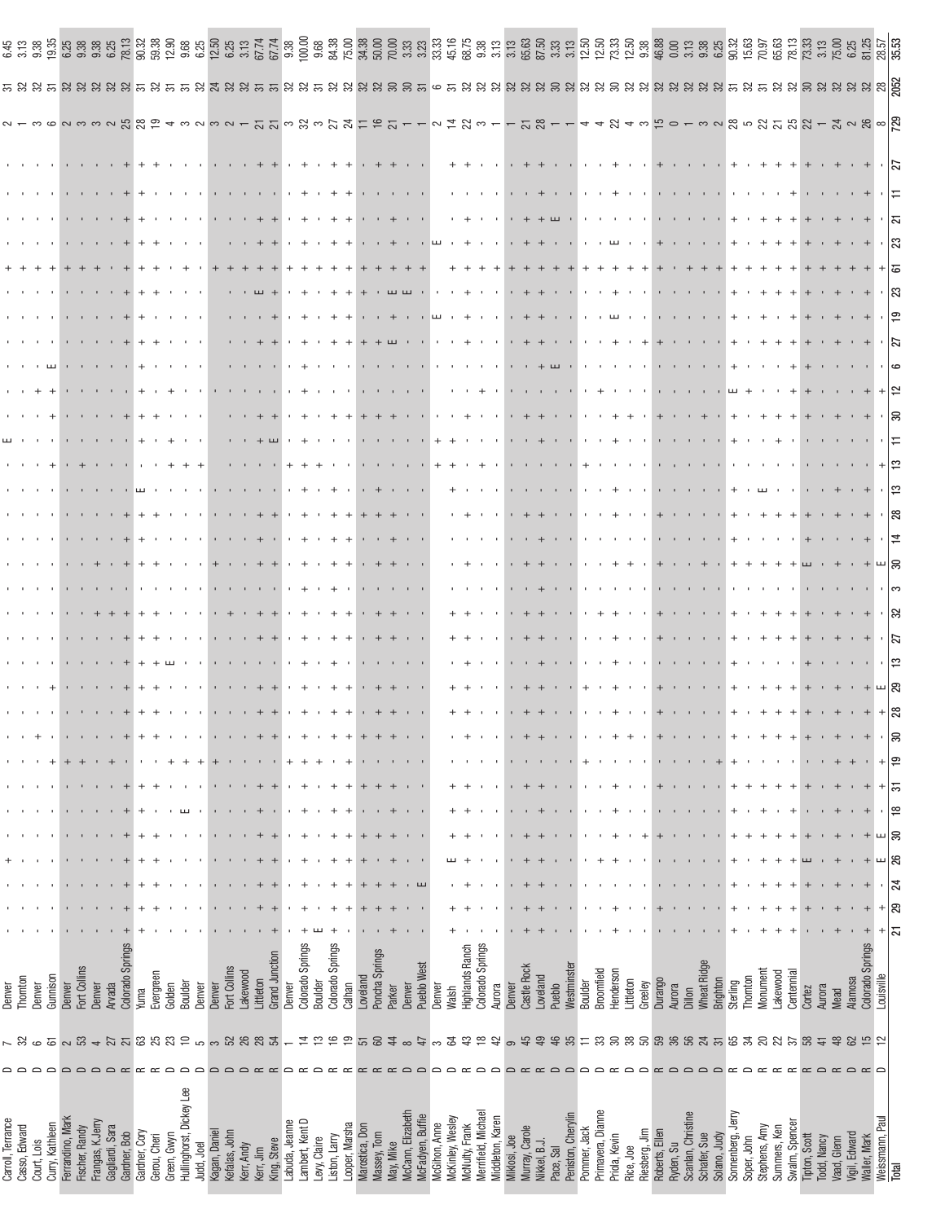| Name | Party | District | City | 21 | 29 | 24 | 26 | 30 | 18 | 31 | 19 | 30 | 28 | 29 | 13 | 27 | 32 | 3 | 30 | 14 | 28 | 13 | 13 | 11 | 30 | 12 | 6 | 27 | 19 | 23 | 61 | 23 | 21 | 11 | 27 | + | Votes | % |
|---|---|---|---|---|---|---|---|---|---|---|---|---|---|---|---|---|---|---|---|---|---|---|---|---|---|---|---|---|---|---|---|---|---|---|---|---|---|---|
| Carroll, Terrance | D | 7 | Denver | . | . | . | . | + | . | . | . | . | . | . | . | . | . | . | . | . | . | . | . | E | . | . | . | . | . | . | + | . | . | . | . | 2 | 31 | 6.45 |
| Casso, Edward | D | 32 | Thornton | . | . | . | . | . | . | . | . | . | . | . | . | . | . | . | . | . | . | . | . | . | . | . | . | . | . | . | + | . | . | . | . | 1 | 32 | 3.13 |
| Court, Lois | D | 6 | Denver | . | . | . | . | . | . | . | . | + | . | . | . | . | . | . | . | . | . | . | . | . | . | + | . | . | . | . | + | . | . | . | . | 3 | 32 | 9.38 |
| Curry, Kathleen | D | 61 | Gunnison | . | . | . | . | . | . | . | + | . | . | + | . | . | . | . | . | . | . | . | + | . | + | + | . | E | . | . | + | . | . | . | . | 6 | 31 | 19.35 |
| Ferrandino, Mark | D | 2 | Denver | . | . | . | . | . | . | . | + | . | . | . | . | . | . | . | . | . | . | . | . | . | . | . | . | . | . | . | + | . | . | . | . | 2 | 32 | 6.25 |
| Fischer, Randy | D | 53 | Fort Collins | . | . | . | . | . | . | . | + | . | . | . | . | . | . | . | . | . | . | . | . | + | . | . | . | . | . | . | + | . | . | . | . | 3 | 32 | 9.38 |
| Frangas, K.Jerry | D | 4 | Denver | . | . | . | . | . | . | . | . | . | . | . | . | . | + | . | + | . | . | . | . | . | . | . | . | . | . | . | + | . | . | . | . | 3 | 32 | 9.38 |
| Gagliardi, Sara | D | 27 | Arvada | . | . | . | . | . | . | . | . | . | . | . | . | . | + | . | . | . | . | . | . | . | . | . | . | . | . | . | + | . | . | . | . | 2 | 32 | 6.25 |
| Gardner, Bob | R | 21 | Colorado Springs | + | . | + | + | + | + | + | + | . | + | + | . | + | + | + | . | + | + | + | + | . | . | + | + | + | + | + | + | + | + | . | + | 25 | 32 | 78.13 |
| Gardner, Cory | R | 63 | Yuma | + | + | + | + | + | + | + | . | + | + | + | + | + | + | + | + | + | + | E | + | . | + | + | + | + | + | + | + | + | + | . | + | 28 | 31 | 90.32 |
| Gerou, Cheri | R | 25 | Evergreen | + | + | + | + | + | . | + | . | . | + | + | + | + | + | . | + | + | + | + | . | . | + | . | + | + | + | + | + | . | . | . | + | 19 | 32 | 59.38 |
| Green, Gwyn | D | 23 | Golden | . | . | . | . | . | . | . | + | . | . | . | . | E | . | . | . | . | . | . | . | + | . | + | . | . | . | . | + | . | . | . | . | 4 | 31 | 12.90 |
| Hullinghorst, Dickey Lee | D | 10 | Boulder | . | . | . | . | . | . | E | + | . | . | . | . | . | . | . | . | . | . | . | . | + | . | . | . | . | . | . | + | . | . | . | . | 3 | 31 | 9.68 |
| Judd, Joel | D | 5 | Denver | . | . | . | . | . | . | . | + | . | . | . | . | . | . | . | . | . | . | . | . | + | . | . | . | . | . | . | . | . | . | . | . | 2 | 32 | 6.25 |
| Kagan, Daniel | D | 3 | Denver | . | . | . | . | . | . | . | + | . | . | . | . | . | . | . | + | . | . | . | . | . | . | . | . | . | . | . | + | . | . | . | . | 3 | 24 | 12.50 |
| Kefalas, John | D | 52 | Fort Collins | . | . | . | . | . | . | . | . | . | . | . | . | . | + | . | . | . | . | . | . | . | . | . | . | . | . | . | + | . | . | . | . | 2 | 32 | 6.25 |
| Kerr, Andy | D | 26 | Lakewood | . | . | . | . | . | . | . | . | . | . | . | . | . | . | . | . | . | . | . | . | . | . | . | . | . | . | . | + | . | . | . | . | 1 | 32 | 3.13 |
| Kerr, Jim | R | 28 | Littleton | . | + | + | + | + | + | + | . | . | + | + | + | + | + | . | + | + | + | . | . | + | . | . | . | + | . | E | + | + | + | . | + | 21 | 31 | 67.74 |
| King, Steve | R | 54 | Grand Junction | + | . | + | + | + | + | + | . | . | + | + | + | + | + | . | + | + | + | . | . | + | E | . | . | + | + | + | + | + | . | . | + | 21 | 31 | 67.74 |
| Labuda, Jeanne | D | 1 | Denver | . | . | . | . | . | . | . | + | . | . | . | . | . | . | . | . | . | . | . | + | + | . | . | . | . | . | . | . | . | . | . | . | 3 | 32 | 9.38 |
| Lambert, Kent D | R | 14 | Colorado Springs | + | + | + | + | + | + | + | + | + | + | + | + | + | + | + | + | + | + | + | + | + | + | + | + | + | + | + | + | + | + | + | + | 32 | 32 | 100.00 |
| Levy, Claire | D | 13 | Boulder | . | E | . | . | . | . | . | + | . | . | . | . | . | . | . | . | . | . | . | + | . | . | . | . | . | . | . | + | . | . | . | . | 3 | 31 | 9.68 |
| Liston, Larry | R | 16 | Colorado Springs | + | + | + | . | + | + | + | . | . | + | + | + | + | + | . | + | + | + | + | . | . | + | . | + | + | + | + | + | + | + | + | + | 27 | 32 | 84.38 |
| Looper, Marsha | R | 19 | Calhan | . | + | + | . | + | + | + | . | . | + | + | + | + | + | . | + | + | + | + | . | . | . | . | + | + | + | + | + | + | + | . | + | 24 | 32 | 75.00 |
| Marostica, Don | R | 51 | Loveland | . | + | + | + | + | . | . | + | . | + | . | . | . | . | . | . | + | + | . | . | . | . | . | + | + | . | + | + | . | . | . | . | 11 | 32 | 34.38 |
| Massey, Tom | R | 60 | Poncha Springs | . | + | + | + | + | . | + | + | . | + | + | . | + | . | . | + | . | + | + | . | . | . | . | + | + | . | . | + | . | . | . | + | 16 | 32 | 50.00 |
| May, Mike | R | 44 | Parker | . | + | + | + | + | + | + | . | . | + | + | + | + | + | . | + | + | + | . | . | . | . | . | + | E | + | E | + | + | + | . | + | 21 | 30 | 70.00 |
| McCann, Elizabeth | D | 8 | Denver | . | . | . | . | . | . | . | . | . | . | . | . | . | . | . | . | . | . | . | . | . | . | . | . | . | . | E | + | . | . | . | . | 1 | 30 | 3.33 |
| McFadyen, Buffie | D | 47 | Pueblo West | . | . | . | E | . | . | . | . | . | . | . | . | . | . | . | . | . | . | . | . | . | . | . | . | . | . | . | + | . | . | . | . | 1 | 31 | 3.23 |
| McGihon, Anne | D | 3 | Denver | | | | | | | | | | | | | | | | | | | | | + | + | | | | E | . | | E | | | | 2 | 6 | 33.33 |
| McKinley, Wesley | D | 64 | Walsh | + | . | + | E | . | + | + | . | . | + | + | . | + | + | . | . | . | . | + | . | + | . | . | . | . | . | . | + | + | . | . | + | 14 | 31 | 45.16 |
| McNulty, Frank | R | 43 | Highlands Ranch | + | + | + | + | + | + | + | . | + | + | + | + | + | + | . | + | + | + | + | . | . | . | . | + | + | + | + | + | + | . | . | + | 22 | 32 | 68.75 |
| Merrifield, Michael | D | 18 | Colorado Springs | . | . | . | . | . | . | . | . | . | . | . | . | . | . | . | . | . | . | . | + | . | + | . | . | . | . | . | + | . | . | . | . | 3 | 32 | 9.38 |
| Middleton, Karen | D | 42 | Aurora | . | . | . | . | . | . | . | . | . | . | . | . | . | . | . | . | . | . | . | . | . | . | . | . | . | . | . | + | . | . | . | . | 1 | 32 | 3.13 |
| Miklosi, Joe | D | 9 | Denver | . | . | . | . | . | . | . | . | . | . | . | . | . | . | . | . | . | . | . | . | . | . | . | . | . | . | . | + | . | . | . | . | 1 | 32 | 3.13 |
| Murray, Carole | R | 45 | Castle Rock | + | + | + | + | + | + | + | . | . | + | + | + | + | + | . | + | + | + | . | . | . | + | . | + | + | + | + | + | + | + | . | + | 21 | 32 | 65.63 |
| Nikkel, B.J. | R | 49 | Loveland | + | + | + | + | + | + | + | . | + | + | + | + | + | + | . | + | + | + | + | . | + | + | . | + | + | + | + | + | + | + | + | . | 28 | 32 | 87.50 |
| Pace, Sal | D | 46 | Pueblo | . | . | . | . | . | . | . | . | . | . | . | . | . | . | . | . | . | . | . | . | . | . | . | E | . | . | . | + | . | E | . | . | 1 | 30 | 3.33 |
| Peniston, Cherylin | D | 35 | Westminster | . | . | . | . | . | . | . | . | . | . | . | . | . | . | . | . | . | . | . | . | . | . | . | . | . | . | . | + | . | . | . | . | 1 | 32 | 3.13 |
| Pommer, Jack | D | 11 | Boulder | . | . | . | . | . | . | . | + | . | . | + | . | . | . | . | . | . | . | . | . | + | . | . | . | . | . | . | + | . | . | . | . | 4 | 32 | 12.50 |
| Primavera, Dianne | D | 33 | Broomfield | . | . | . | + | . | . | . | . | . | . | . | . | . | + | . | . | . | . | . | . | . | . | + | . | . | E | . | + | . | . | . | . | 4 | 32 | 12.50 |
| Priola, Kevin | R | 30 | Henderson | + | + | + | + | + | + | + | . | + | + | + | . | + | + | . | + | + | + | . | . | + | + | . | . | + | . | + | + | . | . | + | + | 22 | 30 | 73.33 |
| Rice, Joe | D | 38 | Littleton | . | . | . | . | . | . | . | . | + | . | . | . | . | . | . | + | . | . | . | . | + | . | . | . | . | . | . | + | . | . | . | . | 4 | 32 | 12.50 |
| Riesberg, Jim | D | 50 | Greeley | . | . | . | + | . | . | . | . | . | . | . | . | . | . | . | . | . | . | . | . | . | . | . | . | + | . | . | + | . | . | . | . | 3 | 32 | 9.38 |
| Roberts, Ellen | R | 59 | Durango | + | + | . | + | + | . | + | + | . | + | + | . | + | + | . | . | . | + | . | . | . | . | . | . | + | . | . | + | . | . | . | + | 15 | 32 | 46.88 |
| Ryden, Su | D | 36 | Aurora | . | . | . | . | . | . | . | . | . | . | . | . | . | . | . | . | . | . | . | . | . | . | . | . | . | . | . | . | . | . | . | . | 0 | 32 | 0.00 |
| Scanlan, Christine | D | 56 | Dillon | . | . | . | . | . | . | . | . | . | . | . | . | . | . | . | . | . | . | . | . | . | . | . | . | . | . | . | + | . | . | . | . | 1 | 32 | 3.13 |
| Schafer, Sue | D | 24 | Wheat Ridge | . | . | . | . | . | . | . | . | . | . | . | . | . | . | . | + | . | . | . | . | . | . | + | . | . | . | . | + | . | . | . | . | 3 | 32 | 9.38 |
| Solano, Judy | D | 31 | Brighton | . | . | . | . | . | . | . | + | . | . | . | . | . | . | . | . | . | . | . | . | . | . | . | . | . | . | . | + | . | . | . | . | 2 | 32 | 6.25 |
| Sonnenberg, Jerry | R | 65 | Sterling | + | + | + | + | + | + | + | . | + | + | + | + | + | + | . | + | + | + | + | . | + | + | E | + | + | + | + | + | + | + | . | + | 28 | 31 | 90.32 |
| Soper, John | D | 34 | Thornton | . | . | . | . | + | . | + | . | . | . | . | . | . | . | . | + | . | . | . | . | . | . | + | . | . | . | . | + | . | . | . | . | 5 | 32 | 15.63 |
| Stephens, Amy | R | 20 | Monument | + | + | + | + | + | + | + | . | . | + | + | + | + | + | . | + | + | + | E | . | . | + | . | . | + | + | + | + | + | + | . | + | 22 | 31 | 70.97 |
| Summers, Ken | R | 22 | Lakewood | + | + | + | + | + | + | + | . | . | + | + | . | + | + | . | + | + | + | . | . | + | . | . | . | + | + | + | + | . | + | . | + | 21 | 32 | 65.63 |
| Swalm, Spencer | R | 37 | Centennial | + | + | + | + | + | + | + | . | + | + | + | . | + | + | . | + | + | + | . | . | + | . | . | + | + | + | + | + | + | . | + | + | 25 | 32 | 78.13 |
| Tipton, Scott | R | 58 | Cortez | + | + | + | E | + | + | + | + | . | + | + | + | + | + | . | E | + | + | . | . | . | . | . | + | + | + | + | + | + | + | . | + | 22 | 30 | 73.33 |
| Todd, Nancy | D | 41 | Aurora | . | . | . | . | . | . | . | . | . | . | . | . | . | . | . | . | . | . | . | . | . | . | . | . | . | . | . | + | . | . | . | . | 1 | 32 | 3.13 |
| Vaad, Glenn | R | 48 | Mead | + | + | + | + | + | + | + | . | . | + | + | + | + | + | . | + | + | + | + | . | . | . | . | + | + | + | + | + | + | . | . | + | 24 | 32 | 75.00 |
| Vigil, Edward | D | 62 | Alamosa | . | . | . | . | . | . | . | . | . | . | . | . | . | . | . | . | . | . | . | . | . | . | + | . | . | . | . | + | . | . | . | . | 2 | 32 | 6.25 |
| Waller, Mark | R | 15 | Colorado Springs | + | + | + | + | + | + | + | + | . | + | + | + | + | + | . | + | + | + | + | . | . | + | + | . | + | + | + | + | + | + | + | + | 26 | 32 | 81.25 |
| Weissmann, Paul | D | 12 | Louisville | . | + | + | E | E | . | + | + | + | + | E | . | . | . | . | E | . | . | . | + | . | . | + | . | . | . | . | + | . | . | . | . | 8 | 28 | 28.57 |
| Total | | | | 21 | 29 | 24 | 26 | 30 | 18 | 31 | 19 | 30 | 28 | 29 | 13 | 27 | 32 | 3 | 30 | 14 | 28 | 13 | 13 | 11 | 30 | 12 | 6 | 27 | 19 | 23 | 61 | 23 | 21 | 11 | 27 | 729 | 2052 | 35.53 |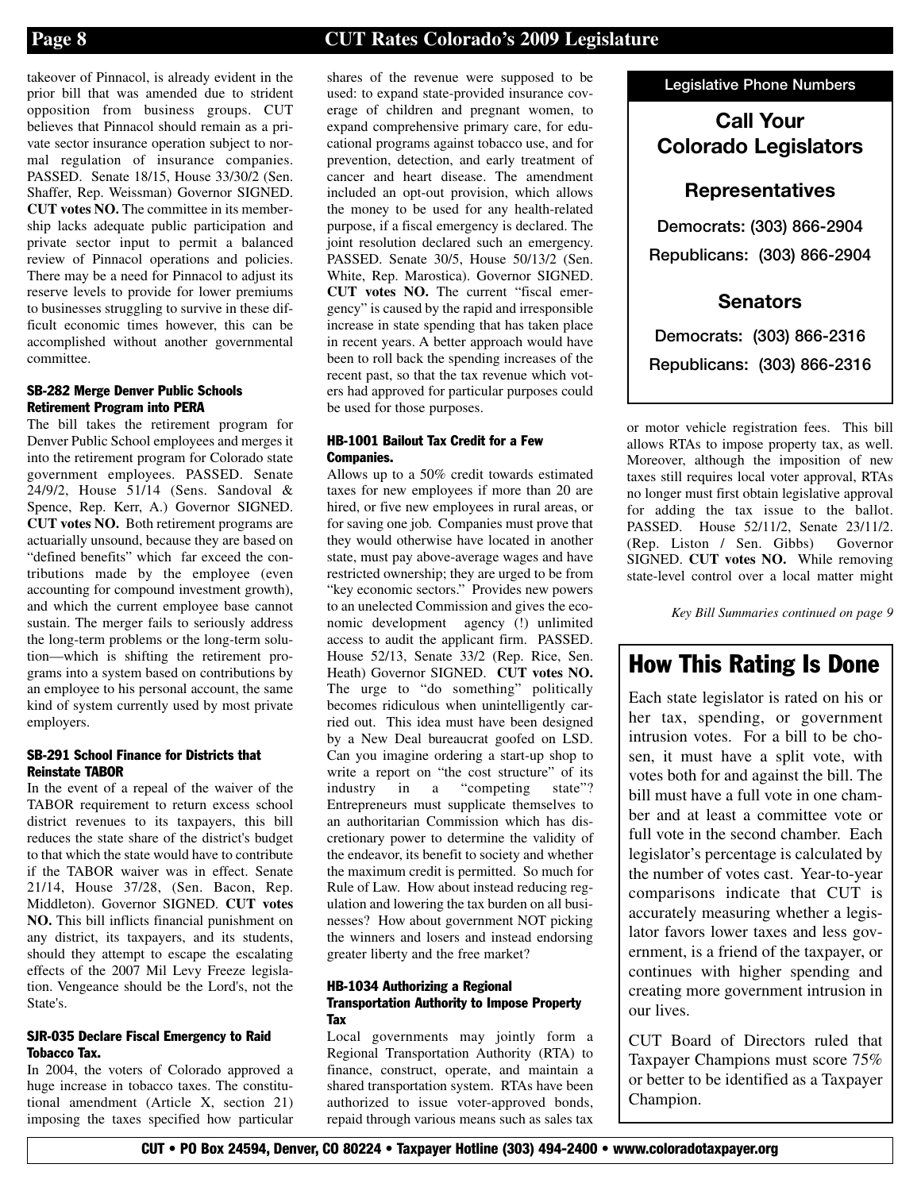takeover of Pinnacol, is already evident in the prior bill that was amended due to strident opposition from business groups. CUT believes that Pinnacol should remain as a private sector insurance operation subject to normal regulation of insurance companies. PASSED. Senate 18/15, House 33/30/2 (Sen. Shaffer, Rep. Weissman) Governor SIGNED. **CUT votes NO.** The committee in its membership lacks adequate public participation and private sector input to permit a balanced review of Pinnacol operations and policies. There may be a need for Pinnacol to adjust its reserve levels to provide for lower premiums to businesses struggling to survive in these difficult economic times however, this can be accomplished without another governmental committee.

#### SB-282 Merge Denver Public Schools Retirement Program into PERA

The bill takes the retirement program for Denver Public School employees and merges it into the retirement program for Colorado state government employees. PASSED. Senate 24/9/2, House 51/14 (Sens. Sandoval & Spence, Rep. Kerr, A.) Governor SIGNED. **CUT votes NO.** Both retirement programs are actuarially unsound, because they are based on "defined benefits" which far exceed the contributions made by the employee (even accounting for compound investment growth), and which the current employee base cannot sustain. The merger fails to seriously address the long-term problems or the long-term solution—which is shifting the retirement programs into a system based on contributions by an employee to his personal account, the same kind of system currently used by most private employers.

#### SB-291 School Finance for Districts that Reinstate TABOR

In the event of a repeal of the waiver of the TABOR requirement to return excess school district revenues to its taxpayers, this bill reduces the state share of the district's budget to that which the state would have to contribute if the TABOR waiver was in effect. Senate 21/14, House 37/28, (Sen. Bacon, Rep. Middleton). Governor SIGNED. **CUT votes NO.** This bill inflicts financial punishment on any district, its taxpayers, and its students, should they attempt to escape the escalating effects of the 2007 Mil Levy Freeze legislation. Vengeance should be the Lord's, not the State's.

#### SJR-035 Declare Fiscal Emergency to Raid Tobacco Tax.

In 2004, the voters of Colorado approved a huge increase in tobacco taxes. The constitutional amendment (Article X, section 21) imposing the taxes specified how particular shares of the revenue were supposed to be used: to expand state-provided insurance coverage of children and pregnant women, to expand comprehensive primary care, for educational programs against tobacco use, and for prevention, detection, and early treatment of cancer and heart disease. The amendment included an opt-out provision, which allows the money to be used for any health-related purpose, if a fiscal emergency is declared. The joint resolution declared such an emergency. PASSED. Senate 30/5, House 50/13/2 (Sen. White, Rep. Marostica). Governor SIGNED. **CUT votes NO.** The current "fiscal emergency" is caused by the rapid and irresponsible increase in state spending that has taken place in recent years. A better approach would have been to roll back the spending increases of the recent past, so that the tax revenue which voters had approved for particular purposes could be used for those purposes.

#### HB-1001 Bailout Tax Credit for a Few Companies.

Allows up to a 50% credit towards estimated taxes for new employees if more than 20 are hired, or five new employees in rural areas, or for saving one job. Companies must prove that they would otherwise have located in another state, must pay above-average wages and have restricted ownership; they are urged to be from "key economic sectors." Provides new powers to an unelected Commission and gives the economic development agency (!) unlimited access to audit the applicant firm. PASSED. House 52/13, Senate 33/2 (Rep. Rice, Sen. Heath) Governor SIGNED. **CUT votes NO.** The urge to "do something" politically becomes ridiculous when unintelligently carried out. This idea must have been designed by a New Deal bureaucrat goofed on LSD. Can you imagine ordering a start-up shop to write a report on "the cost structure" of its industry in a "competing state"? Entrepreneurs must supplicate themselves to an authoritarian Commission which has discretionary power to determine the validity of the endeavor, its benefit to society and whether the maximum credit is permitted. So much for Rule of Law. How about instead reducing regulation and lowering the tax burden on all businesses? How about government NOT picking the winners and losers and instead endorsing greater liberty and the free market?

#### HB-1034 Authorizing a Regional Transportation Authority to Impose Property Tax

Local governments may jointly form a Regional Transportation Authority (RTA) to finance, construct, operate, and maintain a shared transportation system. RTAs have been authorized to issue voter-approved bonds, repaid through various means such as sales tax or motor vehicle registration fees. This bill allows RTAs to impose property tax, as well. Moreover, although the imposition of new taxes still requires local voter approval, RTAs no longer must first obtain legislative approval for adding the tax issue to the ballot. PASSED. House 52/11/2, Senate 23/11/2. (Rep. Liston / Sen. Gibbs) Governor SIGNED. **CUT votes NO.** While removing state-level control over a local matter might

*Key Bill Summaries continued on page 9*

---

Legislative Phone Numbers

## Call Your Colorado Legislators

### Representatives

Democrats: (303) 866-2904

Republicans: (303) 866-2904

### Senators

Democrats: (303) 866-2316

Republicans: (303) 866-2316

---

## How This Rating Is Done

Each state legislator is rated on his or her tax, spending, or government intrusion votes. For a bill to be chosen, it must have a split vote, with votes both for and against the bill. The bill must have a full vote in one chamber and at least a committee vote or full vote in the second chamber. Each legislator's percentage is calculated by the number of votes cast. Year-to-year comparisons indicate that CUT is accurately measuring whether a legislator favors lower taxes and less government, is a friend of the taxpayer, or continues with higher spending and creating more government intrusion in our lives.

CUT Board of Directors ruled that Taxpayer Champions must score 75% or better to be identified as a Taxpayer Champion.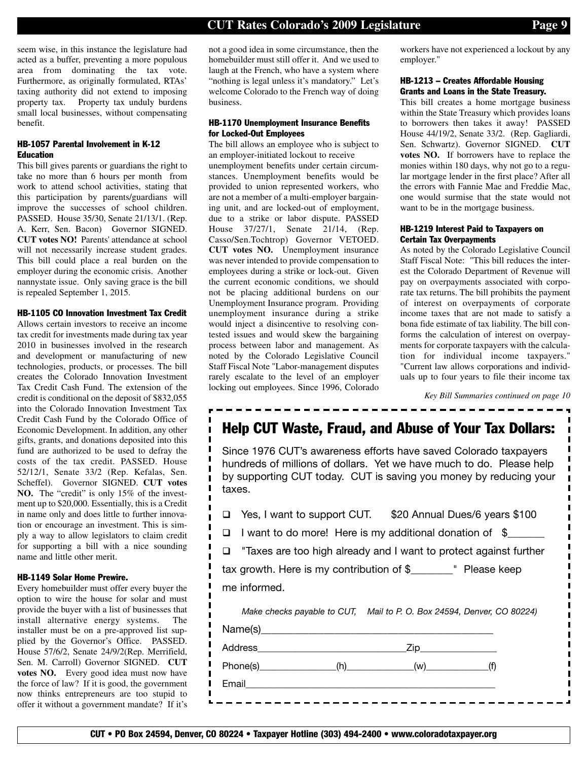seem wise, in this instance the legislature had acted as a buffer, preventing a more populous area from dominating the tax vote. Furthermore, as originally formulated, RTAs' taxing authority did not extend to imposing property tax. Property tax unduly burdens small local businesses, without compensating benefit.

#### HB-1057 Parental Involvement in K-12 Education

This bill gives parents or guardians the right to take no more than 6 hours per month from work to attend school activities, stating that this participation by parents/guardians will improve the successes of school children. PASSED. House 35/30, Senate 21/13/1. (Rep. A. Kerr, Sen. Bacon) Governor SIGNED. **CUT votes NO!** Parents' attendance at school will not necessarily increase student grades. This bill could place a real burden on the employer during the economic crisis. Another nannystate issue. Only saving grace is the bill is repealed September 1, 2015.

#### HB-1105 CO Innovation Investment Tax Credit

Allows certain investors to receive an income tax credit for investments made during tax year 2010 in businesses involved in the research and development or manufacturing of new technologies, products, or processes. The bill creates the Colorado Innovation Investment Tax Credit Cash Fund. The extension of the credit is conditional on the deposit of $832,055 into the Colorado Innovation Investment Tax Credit Cash Fund by the Colorado Office of Economic Development. In addition, any other gifts, grants, and donations deposited into this fund are authorized to be used to defray the costs of the tax credit. PASSED. House 52/12/1, Senate 33/2 (Rep. Kefalas, Sen. Scheffel). Governor SIGNED. **CUT votes NO.** The "credit" is only 15% of the investment up to $20,000. Essentially, this is a Credit in name only and does little to further innovation or encourage an investment. This is simply a way to allow legislators to claim credit for supporting a bill with a nice sounding name and little other merit.

#### HB-1149 Solar Home Prewire.

Every homebuilder must offer every buyer the option to wire the house for solar and must provide the buyer with a list of businesses that install alternative energy systems. The installer must be on a pre-approved list supplied by the Governor's Office. PASSED. House 57/6/2, Senate 24/9/2(Rep. Merrifield, Sen. M. Carroll) Governor SIGNED. **CUT votes NO.** Every good idea must now have the force of law? If it is good, the government now thinks entrepreneurs are too stupid to offer it without a government mandate? If it's not a good idea in some circumstance, then the homebuilder must still offer it. And we used to laugh at the French, who have a system where "nothing is legal unless it's mandatory." Let's welcome Colorado to the French way of doing business.

#### HB-1170 Unemployment Insurance Benefits for Locked-Out Employees

The bill allows an employee who is subject to an employer-initiated lockout to receive unemployment benefits under certain circumstances. Unemployment benefits would be provided to union represented workers, who are not a member of a multi-employer bargaining unit, and are locked-out of employment, due to a strike or labor dispute. PASSED House 37/27/1, Senate 21/14, (Rep. Casso/Sen.Tochtrop) Governor VETOED. **CUT votes NO.** Unemployment insurance was never intended to provide compensation to employees during a strike or lock-out. Given the current economic conditions, we should not be placing additional burdens on our Unemployment Insurance program. Providing unemployment insurance during a strike would inject a disincentive to resolving contested issues and would skew the bargaining process between labor and management. As noted by the Colorado Legislative Council Staff Fiscal Note "Labor-management disputes rarely escalate to the level of an employer locking out employees. Since 1996, Colorado workers have not experienced a lockout by any employer."

#### HB-1213 – Creates Affordable Housing Grants and Loans in the State Treasury.

This bill creates a home mortgage business within the State Treasury which provides loans to borrowers then takes it away! PASSED House 44/19/2, Senate 33/2. (Rep. Gagliardi, Sen. Schwartz). Governor SIGNED. **CUT votes NO.** If borrowers have to replace the monies within 180 days, why not go to a regular mortgage lender in the first place? After all the errors with Fannie Mae and Freddie Mac, one would surmise that the state would not want to be in the mortgage business.

#### HB-1219 Interest Paid to Taxpayers on Certain Tax Overpayments

As noted by the Colorado Legislative Council Staff Fiscal Note: "This bill reduces the interest the Colorado Department of Revenue will pay on overpayments associated with corporate tax returns. The bill prohibits the payment of interest on overpayments of corporate income taxes that are not made to satisfy a bona fide estimate of tax liability. The bill conforms the calculation of interest on overpayments for corporate taxpayers with the calculation for individual income taxpayers." "Current law allows corporations and individuals up to four years to file their income tax

*Key Bill Summaries continued on page 10*

---

## Help CUT Waste, Fraud, and Abuse of Your Tax Dollars:

Since 1976 CUT's awareness efforts have saved Colorado taxpayers hundreds of millions of dollars. Yet we have much to do. Please help by supporting CUT today. CUT is saving you money by reducing your taxes.

- ☐ Yes, I want to support CUT. $20 Annual Dues/6 years $100
- ☐ I want to do more! Here is my additional donation of $_______
- ☐ "Taxes are too high already and I want to protect against further tax growth. Here is my contribution of $________" Please keep me informed.

*Make checks payable to CUT, Mail to P. O. Box 24594, Denver, CO 80224)*

Name(s)_____________________________________________

Address______________________________Zip_______________

Phone(s)_______________(h)_____________(w)____________(f)

Email__________________________________________________

---

CUT • PO Box 24594, Denver, CO 80224 • Taxpayer Hotline (303) 494-2400 • www.coloradotaxpayer.org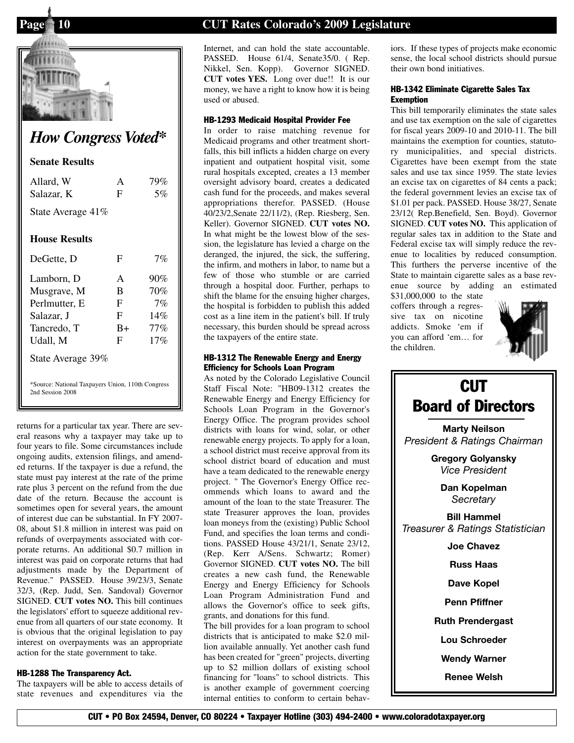## How Congress Voted*

### Senate Results

| | | |
|---|---|---|
| Allard, W | A | 79% |
| Salazar, K | F | 5% |

State Average 41%

### House Results

| | | |
|---|---|---|
| DeGette, D | F | 7% |
| Lamborn, D | A | 90% |
| Musgrave, M | B | 70% |
| Perlmutter, E | F | 7% |
| Salazar, J | F | 14% |
| Tancredo, T | B+ | 77% |
| Udall, M | F | 17% |

State Average 39%

*Source: National Taxpayers Union, 110th Congress 2nd Session 2008

returns for a particular tax year. There are several reasons why a taxpayer may take up to four years to file. Some circumstances include ongoing audits, extension filings, and amended returns. If the taxpayer is due a refund, the state must pay interest at the rate of the prime rate plus 3 percent on the refund from the due date of the return. Because the account is sometimes open for several years, the amount of interest due can be substantial. In FY 2007-08, about $1.8 million in interest was paid on refunds of overpayments associated with corporate returns. An additional $0.7 million in interest was paid on corporate returns that had adjustments made by the Department of Revenue." PASSED. House 39/23/3, Senate 32/3, (Rep. Judd, Sen. Sandoval) Governor SIGNED. **CUT votes NO.** This bill continues the legislators' effort to squeeze additional revenue from all quarters of our state economy. It is obvious that the original legislation to pay interest on overpayments was an appropriate action for the state government to take.

#### HB-1288 The Transparency Act.

The taxpayers will be able to access details of state revenues and expenditures via the Internet, and can hold the state accountable. PASSED. House 61/4, Senate35/0. ( Rep. Nikkel, Sen. Kopp). Governor SIGNED. **CUT votes YES.** Long over due!! It is our money, we have a right to know how it is being used or abused.

#### HB-1293 Medicaid Hospital Provider Fee

In order to raise matching revenue for Medicaid programs and other treatment shortfalls, this bill inflicts a hidden charge on every inpatient and outpatient hospital visit, some rural hospitals excepted, creates a 13 member oversight advisory board, creates a dedicated cash fund for the proceeds, and makes several appropriations therefor. PASSED. (House 40/23/2,Senate 22/11/2), (Rep. Riesberg, Sen. Keller). Governor SIGNED. **CUT votes NO.** In what might be the lowest blow of the session, the legislature has levied a charge on the deranged, the injured, the sick, the suffering, the infirm, and mothers in labor, to name but a few of those who stumble or are carried through a hospital door. Further, perhaps to shift the blame for the ensuing higher charges, the hospital is forbidden to publish this added cost as a line item in the patient's bill. If truly necessary, this burden should be spread across the taxpayers of the entire state.

#### HB-1312 The Renewable Energy and Energy Efficiency for Schools Loan Program

As noted by the Colorado Legislative Council Staff Fiscal Note: "HB09-1312 creates the Renewable Energy and Energy Efficiency for Schools Loan Program in the Governor's Energy Office. The program provides school districts with loans for wind, solar, or other renewable energy projects. To apply for a loan, a school district must receive approval from its school district board of education and must have a team dedicated to the renewable energy project. " The Governor's Energy Office recommends which loans to award and the amount of the loan to the state Treasurer. The state Treasurer approves the loan, provides loan moneys from the (existing) Public School Fund, and specifies the loan terms and conditions. PASSED House 43/21/1, Senate 23/12, (Rep. Kerr A/Sens. Schwartz; Romer) Governor SIGNED. **CUT votes NO.** The bill creates a new cash fund, the Renewable Energy and Energy Efficiency for Schools Loan Program Administration Fund and allows the Governor's office to seek gifts, grants, and donations for this fund.

The bill provides for a loan program to school districts that is anticipated to make $2.0 million available annually. Yet another cash fund has been created for "green" projects, diverting up to $2 million dollars of existing school financing for "loans" to school districts. This is another example of government coercing internal entities to conform to certain behaviors. If these types of projects make economic sense, the local school districts should pursue their own bond initiatives.

#### HB-1342 Eliminate Cigarette Sales Tax Exemption

This bill temporarily eliminates the state sales and use tax exemption on the sale of cigarettes for fiscal years 2009-10 and 2010-11. The bill maintains the exemption for counties, statutory municipalities, and special districts. Cigarettes have been exempt from the state sales and use tax since 1959. The state levies an excise tax on cigarettes of 84 cents a pack; the federal government levies an excise tax of $1.01 per pack. PASSED. House 38/27, Senate 23/12( Rep.Benefield, Sen. Boyd). Governor SIGNED. **CUT votes NO.** This application of regular sales tax in addition to the State and Federal excise tax will simply reduce the revenue to localities by reduced consumption. This furthers the perverse incentive of the State to maintain cigarette sales as a base revenue source by adding an estimated $31,000,000 to the state coffers through a regressive tax on nicotine addicts. Smoke 'em if you can afford 'em… for the children.

## CUT Board of Directors

**Marty Neilson**
*President & Ratings Chairman*

**Gregory Golyansky**
*Vice President*

**Dan Kopelman**
*Secretary*

**Bill Hammel**
*Treasurer & Ratings Statistician*

**Joe Chavez**

**Russ Haas**

**Dave Kopel**

**Penn Pfiffner**

**Ruth Prendergast**

**Lou Schroeder**

**Wendy Warner**

**Renee Welsh**

CUT • PO Box 24594, Denver, CO 80224 • Taxpayer Hotline (303) 494-2400 • www.coloradotaxpayer.org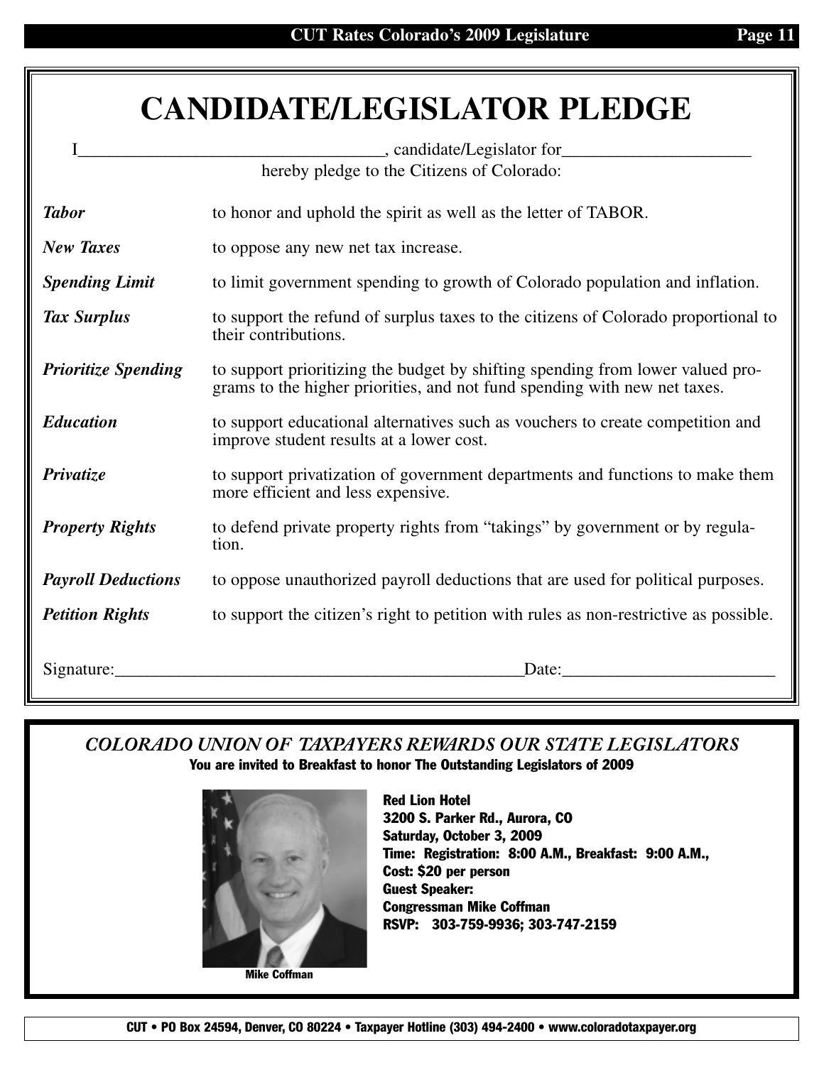# CANDIDATE/LEGISLATOR PLEDGE

I__________________________________, candidate/Legislator for______________________

hereby pledge to the Citizens of Colorado:

| | |
|---|---|
| ***Tabor*** | to honor and uphold the spirit as well as the letter of TABOR. |
| ***New Taxes*** | to oppose any new net tax increase. |
| ***Spending Limit*** | to limit government spending to growth of Colorado population and inflation. |
| ***Tax Surplus*** | to support the refund of surplus taxes to the citizens of Colorado proportional to their contributions. |
| ***Prioritize Spending*** | to support prioritizing the budget by shifting spending from lower valued programs to the higher priorities, and not fund spending with new net taxes. |
| ***Education*** | to support educational alternatives such as vouchers to create competition and improve student results at a lower cost. |
| ***Privatize*** | to support privatization of government departments and functions to make them more efficient and less expensive. |
| ***Property Rights*** | to defend private property rights from "takings" by government or by regulation. |
| ***Payroll Deductions*** | to oppose unauthorized payroll deductions that are used for political purposes. |
| ***Petition Rights*** | to support the citizen's right to petition with rules as non-restrictive as possible. |

Signature:_______________________________________________Date:________________________

## *COLORADO UNION OF TAXPAYERS REWARDS OUR STATE LEGISLATORS*

**You are invited to Breakfast to honor The Outstanding Legislators of 2009**

**Mike Coffman**

**Red Lion Hotel**
**3200 S. Parker Rd., Aurora, CO**
**Saturday, October 3, 2009**
**Time: Registration: 8:00 A.M., Breakfast: 9:00 A.M.,**
**Cost: $20 per person**
**Guest Speaker:**
**Congressman Mike Coffman**
**RSVP: 303-759-9936; 303-747-2159**

**CUT • PO Box 24594, Denver, CO 80224 • Taxpayer Hotline (303) 494-2400 • www.coloradotaxpayer.org**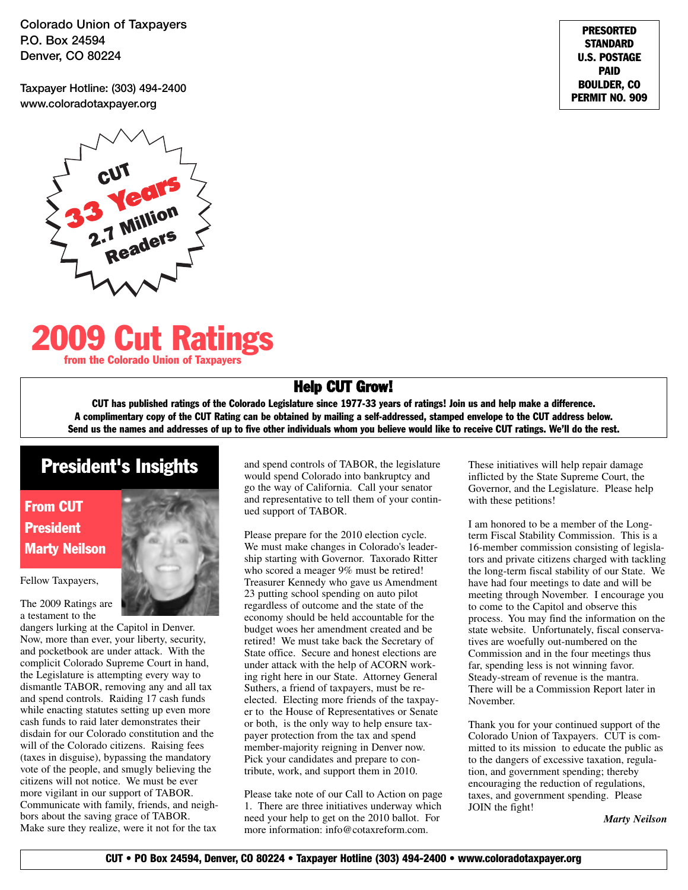Colorado Union of Taxpayers
P.O. Box 24594
Denver, CO 80224

Taxpayer Hotline: (303) 494-2400
www.coloradotaxpayer.org

PRESORTED STANDARD
U.S. POSTAGE PAID
BOULDER, CO
PERMIT NO. 909

CUT
33 Years
2.7 Million Readers

# 2009 Cut Ratings

from the Colorado Union of Taxpayers

## Help CUT Grow!

**CUT has published ratings of the Colorado Legislature since 1977-33 years of ratings! Join us and help make a difference. A complimentary copy of the CUT Rating can be obtained by mailing a self-addressed, stamped envelope to the CUT address below. Send us the names and addresses of up to five other individuals whom you believe would like to receive CUT ratings. We'll do the rest.**

## President's Insights

### From CUT President Marty Neilson

Fellow Taxpayers,

The 2009 Ratings are a testament to the dangers lurking at the Capitol in Denver. Now, more than ever, your liberty, security, and pocketbook are under attack. With the complicit Colorado Supreme Court in hand, the Legislature is attempting every way to dismantle TABOR, removing any and all tax and spend controls. Raiding 17 cash funds while enacting statutes setting up even more cash funds to raid later demonstrates their disdain for our Colorado constitution and the will of the Colorado citizens. Raising fees (taxes in disguise), bypassing the mandatory vote of the people, and smugly believing the citizens will not notice. We must be ever more vigilant in our support of TABOR. Communicate with family, friends, and neighbors about the saving grace of TABOR. Make sure they realize, were it not for the tax and spend controls of TABOR, the legislature would spend Colorado into bankruptcy and go the way of California. Call your senator and representative to tell them of your continued support of TABOR.

Please prepare for the 2010 election cycle. We must make changes in Colorado's leadership starting with Governor. Taxorado Ritter who scored a meager 9% must be retired! Treasurer Kennedy who gave us Amendment 23 putting school spending on auto pilot regardless of outcome and the state of the economy should be held accountable for the budget woes her amendment created and be retired! We must take back the Secretary of State office. Secure and honest elections are under attack with the help of ACORN working right here in our State. Attorney General Suthers, a friend of taxpayers, must be re-elected. Electing more friends of the taxpayer to the House of Representatives or Senate or both, is the only way to help ensure taxpayer protection from the tax and spend member-majority reigning in Denver now. Pick your candidates and prepare to contribute, work, and support them in 2010.

Please take note of our Call to Action on page 1. There are three initiatives underway which need your help to get on the 2010 ballot. For more information: info@cotaxreform.com. These initiatives will help repair damage inflicted by the State Supreme Court, the Governor, and the Legislature. Please help with these petitions!

I am honored to be a member of the Long-term Fiscal Stability Commission. This is a 16-member commission consisting of legislators and private citizens charged with tackling the long-term fiscal stability of our State. We have had four meetings to date and will be meeting through November. I encourage you to come to the Capitol and observe this process. You may find the information on the state website. Unfortunately, fiscal conservatives are woefully out-numbered on the Commission and in the four meetings thus far, spending less is not winning favor. Steady-stream of revenue is the mantra. There will be a Commission Report later in November.

Thank you for your continued support of the Colorado Union of Taxpayers. CUT is committed to its mission to educate the public as to the dangers of excessive taxation, regulation, and government spending; thereby encouraging the reduction of regulations, taxes, and government spending. Please JOIN the fight!

*Marty Neilson*

**CUT • PO Box 24594, Denver, CO 80224 • Taxpayer Hotline (303) 494-2400 • www.coloradotaxpayer.org**